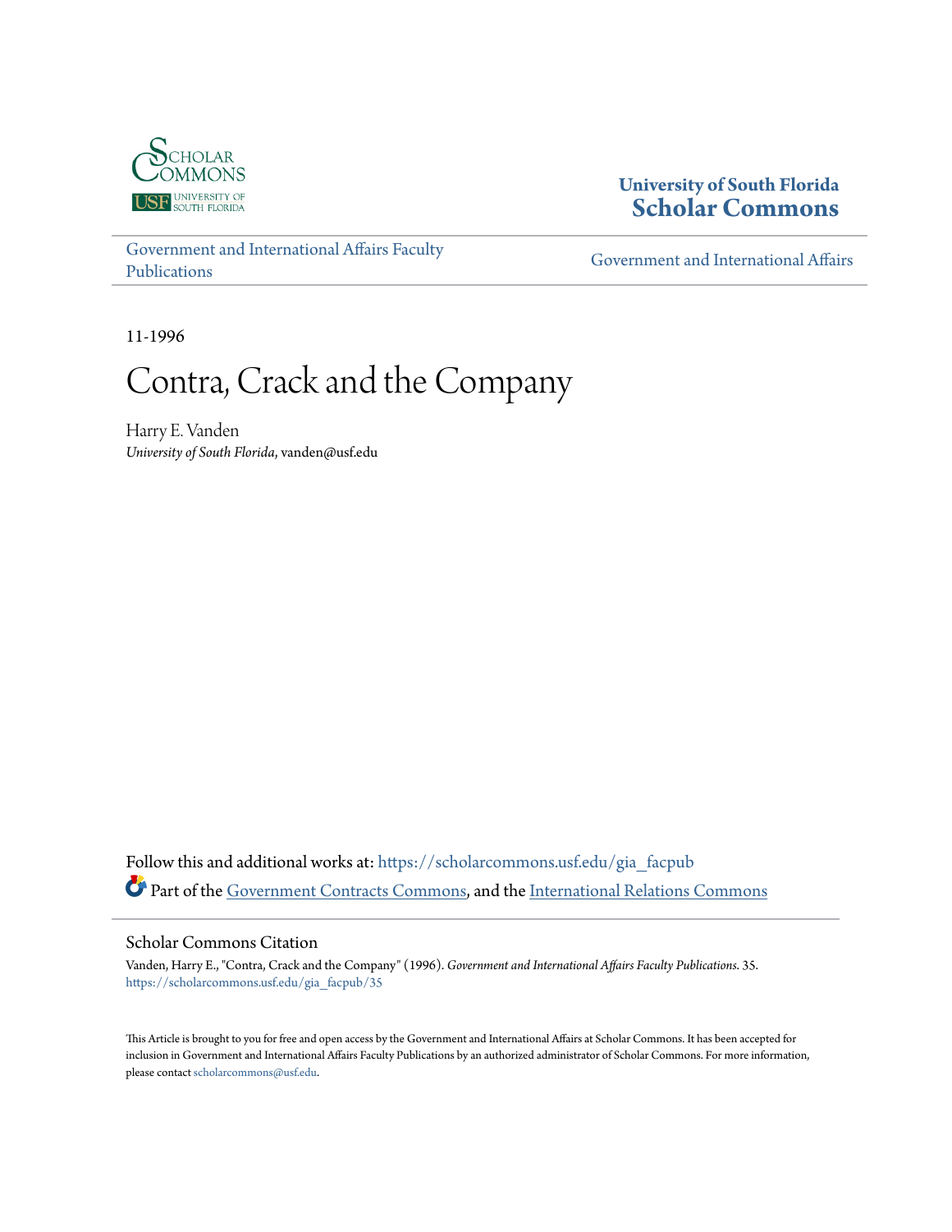University of South Florida
Scholar Commons

Government and International Affairs Faculty Publications

Government and International Affairs

11-1996

# Contra, Crack and the Company

Harry E. Vanden
*University of South Florida*, vanden@usf.edu

Follow this and additional works at: https://scholarcommons.usf.edu/gia_facpub

Part of the Government Contracts Commons, and the International Relations Commons

## Scholar Commons Citation

Vanden, Harry E., "Contra, Crack and the Company" (1996). *Government and International Affairs Faculty Publications*. 35.
https://scholarcommons.usf.edu/gia_facpub/35

This Article is brought to you for free and open access by the Government and International Affairs at Scholar Commons. It has been accepted for inclusion in Government and International Affairs Faculty Publications by an authorized administrator of Scholar Commons. For more information, please contact scholarcommons@usf.edu.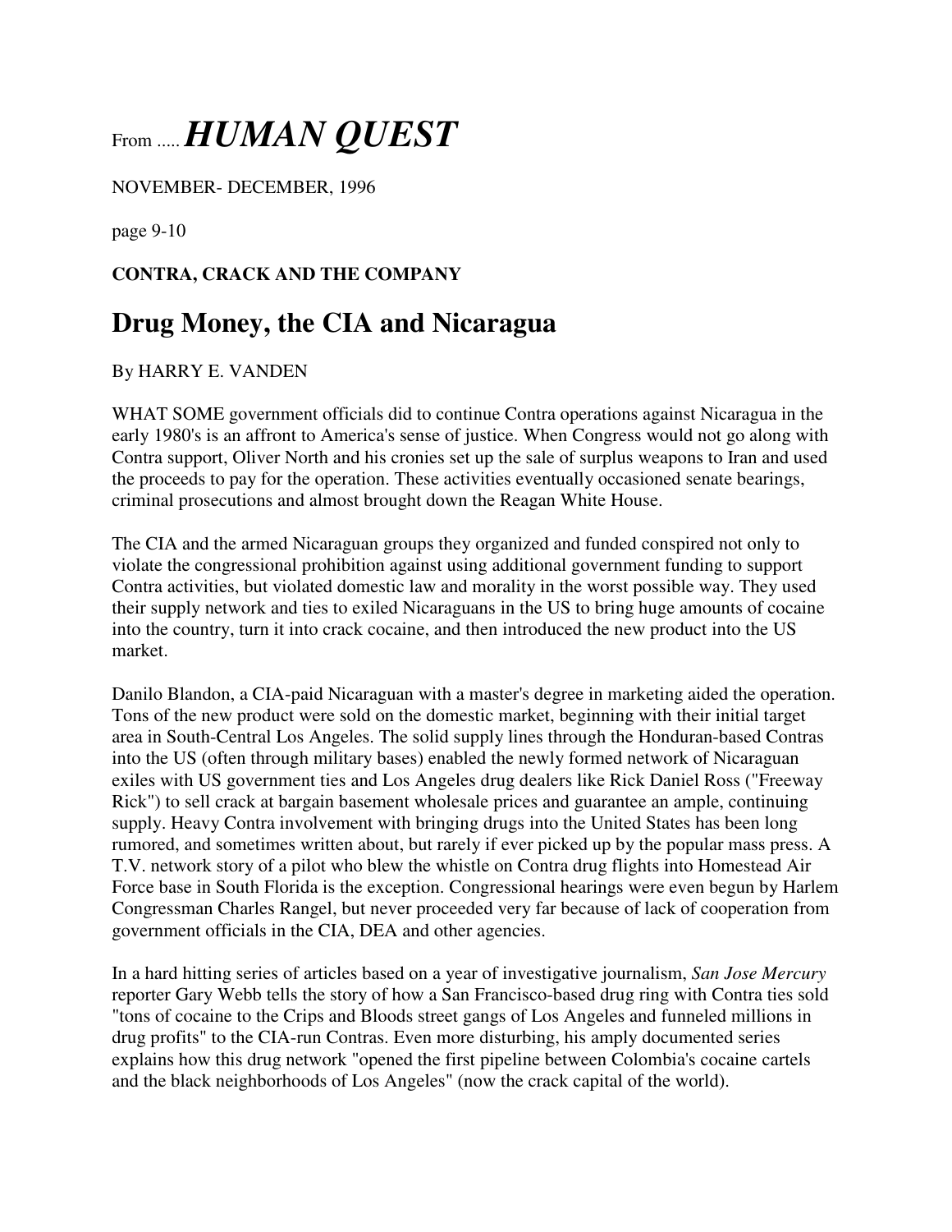From ..... *HUMAN QUEST*

NOVEMBER- DECEMBER, 1996

page 9-10

**CONTRA, CRACK AND THE COMPANY**

# Drug Money, the CIA and Nicaragua

By HARRY E. VANDEN

WHAT SOME government officials did to continue Contra operations against Nicaragua in the early 1980's is an affront to America's sense of justice. When Congress would not go along with Contra support, Oliver North and his cronies set up the sale of surplus weapons to Iran and used the proceeds to pay for the operation. These activities eventually occasioned senate bearings, criminal prosecutions and almost brought down the Reagan White House.

The CIA and the armed Nicaraguan groups they organized and funded conspired not only to violate the congressional prohibition against using additional government funding to support Contra activities, but violated domestic law and morality in the worst possible way. They used their supply network and ties to exiled Nicaraguans in the US to bring huge amounts of cocaine into the country, turn it into crack cocaine, and then introduced the new product into the US market.

Danilo Blandon, a CIA-paid Nicaraguan with a master's degree in marketing aided the operation. Tons of the new product were sold on the domestic market, beginning with their initial target area in South-Central Los Angeles. The solid supply lines through the Honduran-based Contras into the US (often through military bases) enabled the newly formed network of Nicaraguan exiles with US government ties and Los Angeles drug dealers like Rick Daniel Ross ("Freeway Rick") to sell crack at bargain basement wholesale prices and guarantee an ample, continuing supply. Heavy Contra involvement with bringing drugs into the United States has been long rumored, and sometimes written about, but rarely if ever picked up by the popular mass press. A T.V. network story of a pilot who blew the whistle on Contra drug flights into Homestead Air Force base in South Florida is the exception. Congressional hearings were even begun by Harlem Congressman Charles Rangel, but never proceeded very far because of lack of cooperation from government officials in the CIA, DEA and other agencies.

In a hard hitting series of articles based on a year of investigative journalism, *San Jose Mercury* reporter Gary Webb tells the story of how a San Francisco-based drug ring with Contra ties sold "tons of cocaine to the Crips and Bloods street gangs of Los Angeles and funneled millions in drug profits" to the CIA-run Contras. Even more disturbing, his amply documented series explains how this drug network "opened the first pipeline between Colombia's cocaine cartels and the black neighborhoods of Los Angeles" (now the crack capital of the world).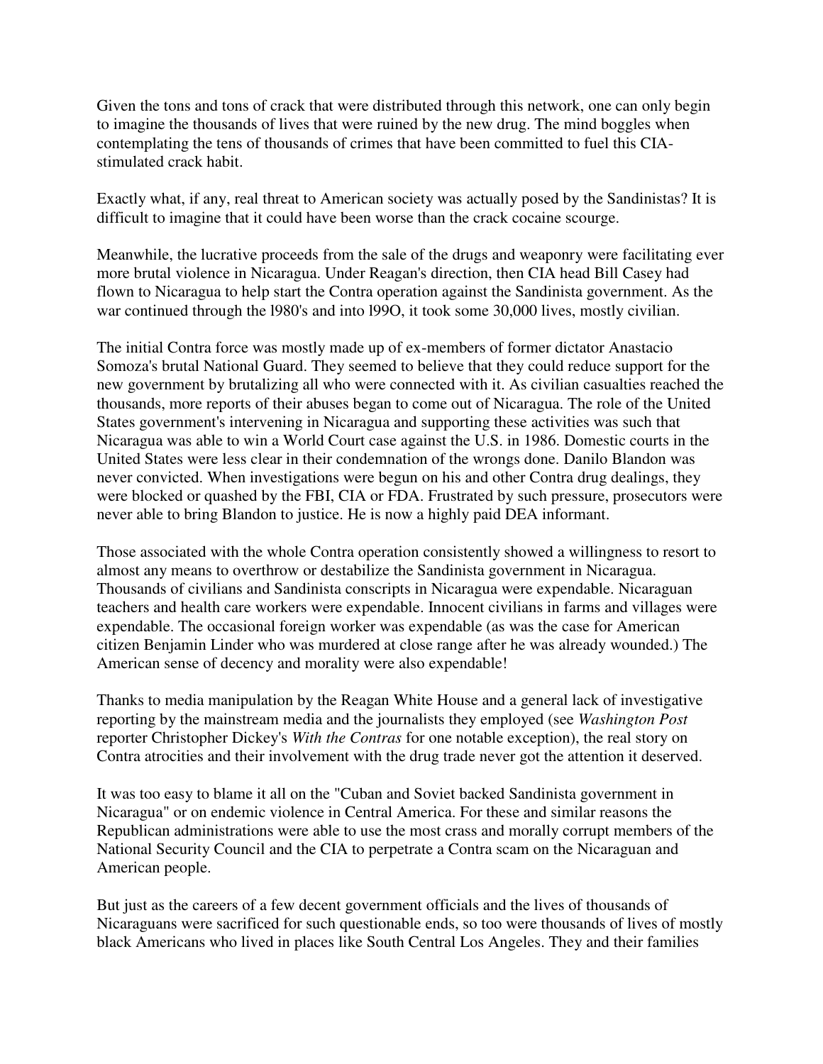Given the tons and tons of crack that were distributed through this network, one can only begin to imagine the thousands of lives that were ruined by the new drug. The mind boggles when contemplating the tens of thousands of crimes that have been committed to fuel this CIA-stimulated crack habit.

Exactly what, if any, real threat to American society was actually posed by the Sandinistas? It is difficult to imagine that it could have been worse than the crack cocaine scourge.

Meanwhile, the lucrative proceeds from the sale of the drugs and weaponry were facilitating ever more brutal violence in Nicaragua. Under Reagan's direction, then CIA head Bill Casey had flown to Nicaragua to help start the Contra operation against the Sandinista government. As the war continued through the l980's and into l99O, it took some 30,000 lives, mostly civilian.

The initial Contra force was mostly made up of ex-members of former dictator Anastacio Somoza's brutal National Guard. They seemed to believe that they could reduce support for the new government by brutalizing all who were connected with it. As civilian casualties reached the thousands, more reports of their abuses began to come out of Nicaragua. The role of the United States government's intervening in Nicaragua and supporting these activities was such that Nicaragua was able to win a World Court case against the U.S. in 1986. Domestic courts in the United States were less clear in their condemnation of the wrongs done. Danilo Blandon was never convicted. When investigations were begun on his and other Contra drug dealings, they were blocked or quashed by the FBI, CIA or FDA. Frustrated by such pressure, prosecutors were never able to bring Blandon to justice. He is now a highly paid DEA informant.

Those associated with the whole Contra operation consistently showed a willingness to resort to almost any means to overthrow or destabilize the Sandinista government in Nicaragua. Thousands of civilians and Sandinista conscripts in Nicaragua were expendable. Nicaraguan teachers and health care workers were expendable. Innocent civilians in farms and villages were expendable. The occasional foreign worker was expendable (as was the case for American citizen Benjamin Linder who was murdered at close range after he was already wounded.) The American sense of decency and morality were also expendable!

Thanks to media manipulation by the Reagan White House and a general lack of investigative reporting by the mainstream media and the journalists they employed (see *Washington Post* reporter Christopher Dickey's *With the Contras* for one notable exception), the real story on Contra atrocities and their involvement with the drug trade never got the attention it deserved.

It was too easy to blame it all on the "Cuban and Soviet backed Sandinista government in Nicaragua" or on endemic violence in Central America. For these and similar reasons the Republican administrations were able to use the most crass and morally corrupt members of the National Security Council and the CIA to perpetrate a Contra scam on the Nicaraguan and American people.

But just as the careers of a few decent government officials and the lives of thousands of Nicaraguans were sacrificed for such questionable ends, so too were thousands of lives of mostly black Americans who lived in places like South Central Los Angeles. They and their families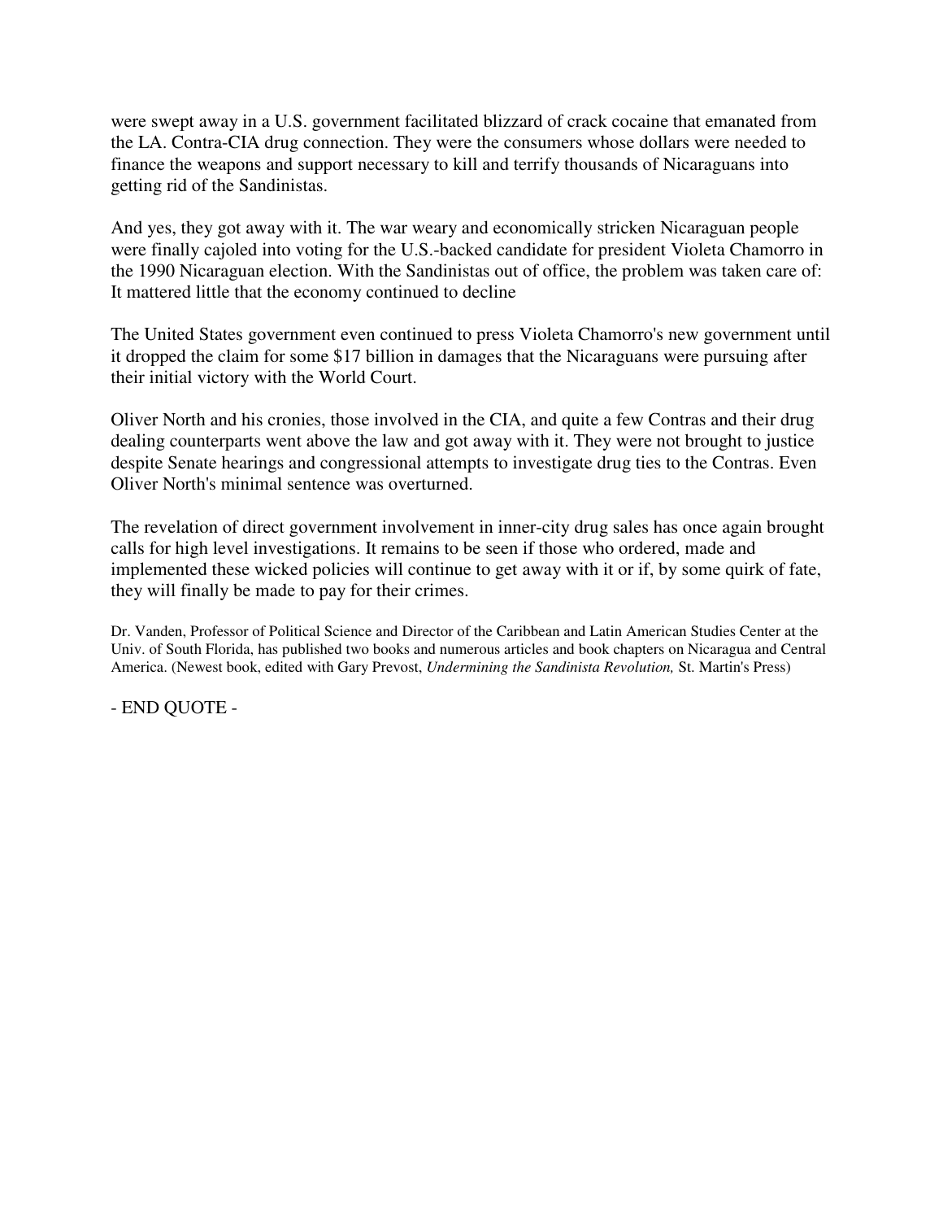were swept away in a U.S. government facilitated blizzard of crack cocaine that emanated from the LA. Contra-CIA drug connection. They were the consumers whose dollars were needed to finance the weapons and support necessary to kill and terrify thousands of Nicaraguans into getting rid of the Sandinistas.

And yes, they got away with it. The war weary and economically stricken Nicaraguan people were finally cajoled into voting for the U.S.-backed candidate for president Violeta Chamorro in the 1990 Nicaraguan election. With the Sandinistas out of office, the problem was taken care of: It mattered little that the economy continued to decline

The United States government even continued to press Violeta Chamorro's new government until it dropped the claim for some $17 billion in damages that the Nicaraguans were pursuing after their initial victory with the World Court.

Oliver North and his cronies, those involved in the CIA, and quite a few Contras and their drug dealing counterparts went above the law and got away with it. They were not brought to justice despite Senate hearings and congressional attempts to investigate drug ties to the Contras. Even Oliver North's minimal sentence was overturned.

The revelation of direct government involvement in inner-city drug sales has once again brought calls for high level investigations. It remains to be seen if those who ordered, made and implemented these wicked policies will continue to get away with it or if, by some quirk of fate, they will finally be made to pay for their crimes.

Dr. Vanden, Professor of Political Science and Director of the Caribbean and Latin American Studies Center at the Univ. of South Florida, has published two books and numerous articles and book chapters on Nicaragua and Central America. (Newest book, edited with Gary Prevost, *Undermining the Sandinista Revolution,* St. Martin's Press)

- END QUOTE -